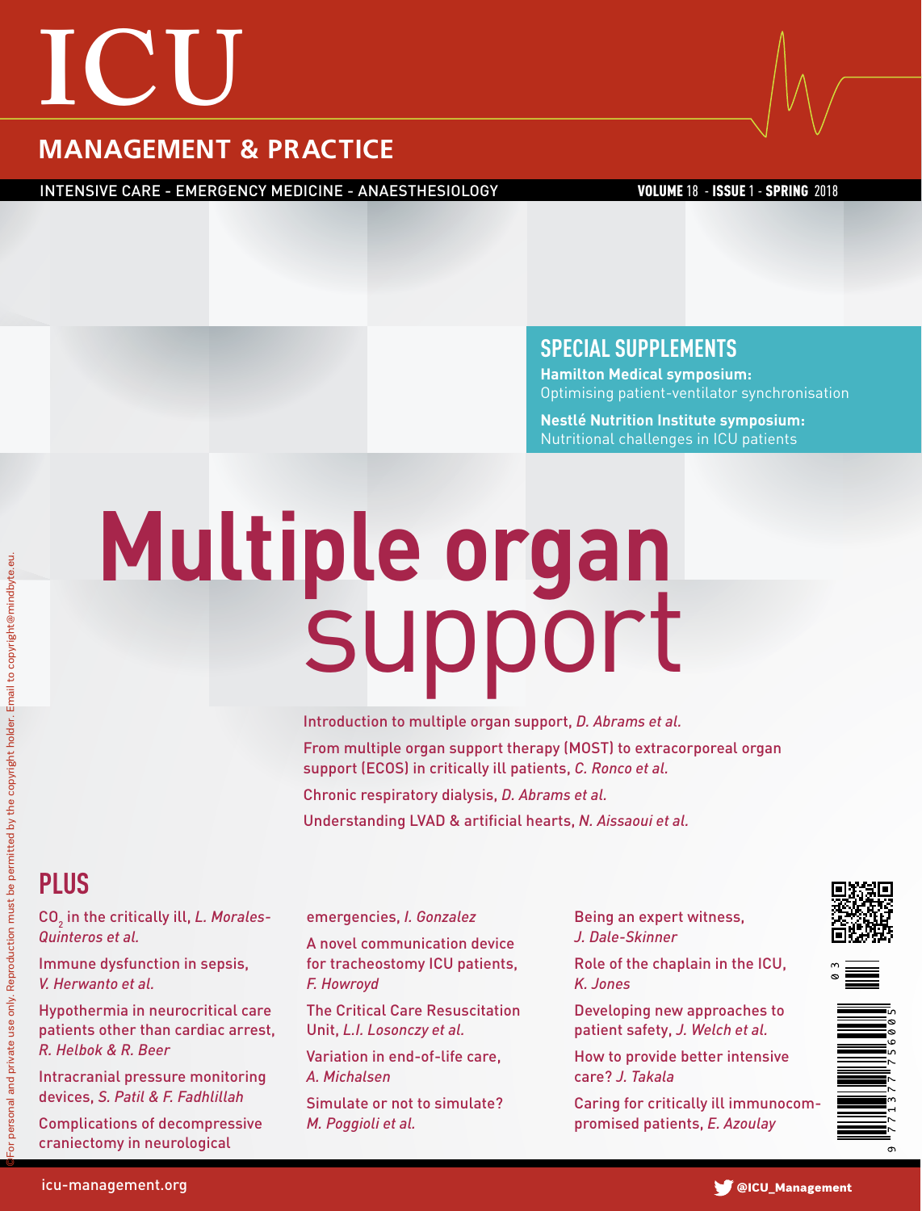# ICU

## MANAGEMENT & PRACTICE

INTENSIVE CARE - EMERGENCY MEDICINE - ANAESTHESIOLOGY

**VOLUME** 18 - **ISSUE** 1 - **SPRING** 2018

## SPECIAL SUPPLEMENTS

**Hamilton Medical symposium:** Optimising patient-ventilator synchronisation

**Nestlé Nutrition Institute symposium:** Nutritional challenges in ICU patients

# Multiple organ support

Introduction to multiple organ support, *D. Abrams et al.*

From multiple organ support therapy (MOST) to extracorporeal organ support (ECOS) in critically ill patients, *C. Ronco et al.*

Chronic respiratory dialysis, *D. Abrams et al.*

Understanding LVAD & artificial hearts, *N. Aissaoui et al.*

## PLUS

$CO_2$ in the critically ill, *L. Morales-Quinteros et al.*

Immune dysfunction in sepsis, *V. Herwanto et al.*

Hypothermia in neurocritical care patients other than cardiac arrest, *R. Helbok & R. Beer*

Intracranial pressure monitoring devices, *S. Patil & F. Fadhlillah*

Complications of decompressive craniectomy in neurological emergencies, *I. Gonzalez*

A novel communication device for tracheostomy ICU patients, *F. Howroyd*

The Critical Care Resuscitation Unit, *L.I. Losonczy et al.*

Variation in end-of-life care, *A. Michalsen*

Simulate or not to simulate? *M. Poggioli et al.*

Being an expert witness, *J. Dale-Skinner*

Role of the chaplain in the ICU, *K. Jones*

Developing new approaches to patient safety, *J. Welch et al.*

How to provide better intensive care? *J. Takala*

Caring for critically ill immunocompromised patients, *E. Azoulay*

icu-management.org

@ICU_Management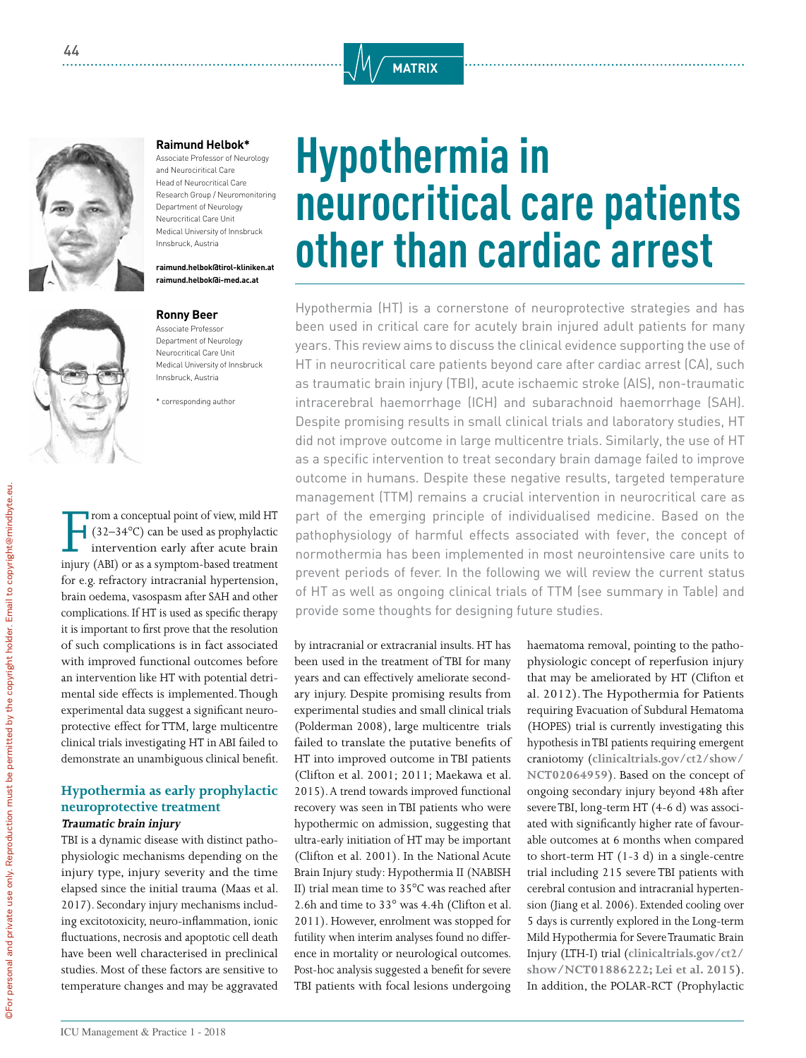# Hypothermia in neurocritical care patients other than cardiac arrest

**Raimund Helbok***
Associate Professor of Neurology and Neurocritical Care
Head of Neurocritical Care Research Group / Neuromonitoring
Department of Neurology
Neurocritical Care Unit
Medical University of Innsbruck
Innsbruck, Austria

**raimund.helbok@tirol-kliniken.at**
**raimund.helbok@i-med.ac.at**

**Ronny Beer**
Associate Professor
Department of Neurology
Neurocritical Care Unit
Medical University of Innsbruck
Innsbruck, Austria

* corresponding author

Hypothermia (HT) is a cornerstone of neuroprotective strategies and has been used in critical care for acutely brain injured adult patients for many years. This review aims to discuss the clinical evidence supporting the use of HT in neurocritical care patients beyond care after cardiac arrest (CA), such as traumatic brain injury (TBI), acute ischaemic stroke (AIS), non-traumatic intracerebral haemorrhage (ICH) and subarachnoid haemorrhage (SAH). Despite promising results in small clinical trials and laboratory studies, HT did not improve outcome in large multicentre trials. Similarly, the use of HT as a specific intervention to treat secondary brain damage failed to improve outcome in humans. Despite these negative results, targeted temperature management (TTM) remains a crucial intervention in neurocritical care as part of the emerging principle of individualised medicine. Based on the pathophysiology of harmful effects associated with fever, the concept of normothermia has been implemented in most neurointensive care units to prevent periods of fever. In the following we will review the current status of HT as well as ongoing clinical trials of TTM (see summary in Table) and provide some thoughts for designing future studies.

From a conceptual point of view, mild HT (32–34°C) can be used as prophylactic intervention early after acute brain injury (ABI) or as a symptom-based treatment for e.g. refractory intracranial hypertension, brain oedema, vasospasm after SAH and other complications. If HT is used as specific therapy it is important to first prove that the resolution of such complications is in fact associated with improved functional outcomes before an intervention like HT with potential detrimental side effects is implemented. Though experimental data suggest a significant neuroprotective effect for TTM, large multicentre clinical trials investigating HT in ABI failed to demonstrate an unambiguous clinical benefit.

## Hypothermia as early prophylactic neuroprotective treatment

### *Traumatic brain injury*

TBI is a dynamic disease with distinct pathophysiologic mechanisms depending on the injury type, injury severity and the time elapsed since the initial trauma (Maas et al. 2017). Secondary injury mechanisms including excitotoxicity, neuro-inflammation, ionic fluctuations, necrosis and apoptotic cell death have been well characterised in preclinical studies. Most of these factors are sensitive to temperature changes and may be aggravated by intracranial or extracranial insults. HT has been used in the treatment of TBI for many years and can effectively ameliorate secondary injury. Despite promising results from experimental studies and small clinical trials (Polderman 2008), large multicentre trials failed to translate the putative benefits of HT into improved outcome in TBI patients (Clifton et al. 2001; 2011; Maekawa et al. 2015). A trend towards improved functional recovery was seen in TBI patients who were hypothermic on admission, suggesting that ultra-early initiation of HT may be important (Clifton et al. 2001). In the National Acute Brain Injury study: Hypothermia II (NABISH II) trial mean time to 35°C was reached after 2.6h and time to 33° was 4.4h (Clifton et al. 2011). However, enrolment was stopped for futility when interim analyses found no difference in mortality or neurological outcomes. Post-hoc analysis suggested a benefit for severe TBI patients with focal lesions undergoing haematoma removal, pointing to the pathophysiologic concept of reperfusion injury that may be ameliorated by HT (Clifton et al. 2012). The Hypothermia for Patients requiring Evacuation of Subdural Hematoma (HOPES) trial is currently investigating this hypothesis in TBI patients requiring emergent craniotomy (**clinicaltrials.gov/ct2/show/NCT02064959**). Based on the concept of ongoing secondary injury beyond 48h after severe TBI, long-term HT (4-6 d) was associated with significantly higher rate of favourable outcomes at 6 months when compared to short-term HT (1-3 d) in a single-centre trial including 215 severe TBI patients with cerebral contusion and intracranial hypertension (Jiang et al. 2006). Extended cooling over 5 days is currently explored in the Long-term Mild Hypothermia for Severe Traumatic Brain Injury (LTH-I) trial (**clinicaltrials.gov/ct2/show/NCT01886222; Lei et al. 2015**). In addition, the POLAR-RCT (Prophylactic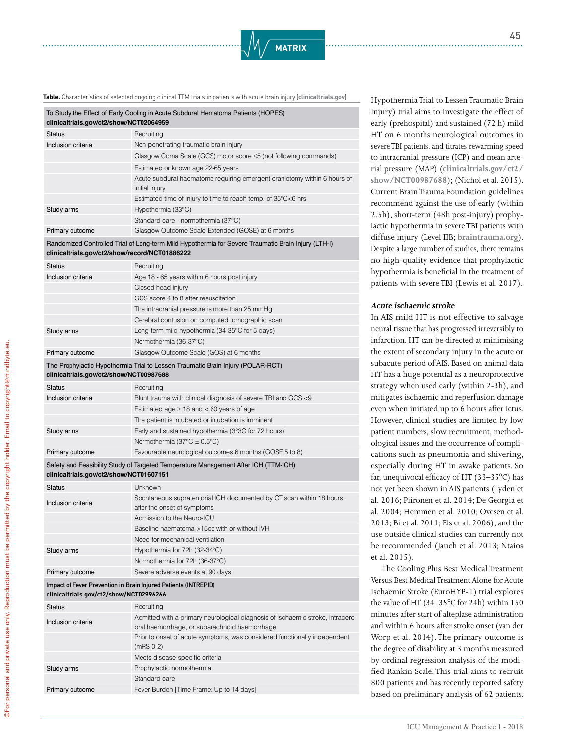**Table.** Characteristics of selected ongoing clinical TTM trials in patients with acute brain injury (**clinicaltrials.gov**)

| To Study the Effect of Early Cooling in Acute Subdural Hematoma Patients (HOPES) **clinicaltrials.gov/ct2/show/NCT02064959** | |
|---|---|
| Status | Recruiting |
| Inclusion criteria | Non-penetrating traumatic brain injury |
| | Glasgow Coma Scale (GCS) motor score ≤5 (not following commands) |
| | Estimated or known age 22-65 years |
| | Acute subdural haematoma requiring emergent craniotomy within 6 hours of initial injury |
| | Estimated time of injury to time to reach temp. of 35°C<6 hrs |
| Study arms | Hypothermia (33°C) |
| | Standard care - normothermia (37°C) |
| Primary outcome | Glasgow Outcome Scale-Extended (GOSE) at 6 months |
| **Randomized Controlled Trial of Long-term Mild Hypothermia for Severe Traumatic Brain Injury (LTH-I) clinicaltrials.gov/ct2/show/record/NCT01886222** | |
| Status | Recruiting |
| Inclusion criteria | Age 18 - 65 years within 6 hours post injury |
| | Closed head injury |
| | GCS score 4 to 8 after resuscitation |
| | The intracranial pressure is more than 25 mmHg |
| | Cerebral contusion on computed tomographic scan |
| Study arms | Long-term mild hypothermia (34-35°C for 5 days) |
| | Normothermia (36-37°C) |
| Primary outcome | Glasgow Outcome Scale (GOS) at 6 months |
| **The Prophylactic Hypothermia Trial to Lessen Traumatic Brain Injury (POLAR-RCT) clinicaltrials.gov/ct2/show/NCT00987688** | |
| Status | Recruiting |
| Inclusion criteria | Blunt trauma with clinical diagnosis of severe TBI and GCS <9 |
| | Estimated age ≥ 18 and < 60 years of age |
| | The patient is intubated or intubation is imminent |
| Study arms | Early and sustained hypothermia (3°3C for 72 hours) |
| | Normothermia (37°C ± 0.5°C) |
| Primary outcome | Favourable neurological outcomes 6 months (GOSE 5 to 8) |
| **Safety and Feasibility Study of Targeted Temperature Management After ICH (TTM-ICH) clinicaltrials.gov/ct2/show/NCT01607151** | |
| Status | Unknown |
| Inclusion criteria | Spontaneous supratentorial ICH documented by CT scan within 18 hours after the onset of symptoms |
| | Admission to the Neuro-ICU |
| | Baseline haematoma >15cc with or without IVH |
| | Need for mechanical ventilation |
| Study arms | Hypothermia for 72h (32-34°C) |
| | Normothermia for 72h (36-37°C) |
| Primary outcome | Severe adverse events at 90 days |
| **Impact of Fever Prevention in Brain Injured Patients (INTREPID) clinicaltrials.gov/ct2/show/NCT02996266** | |
| Status | Recruiting |
| Inclusion criteria | Admitted with a primary neurological diagnosis of ischaemic stroke, intracerebral haemorrhage, or subarachnoid haemorrhage |
| | Prior to onset of acute symptoms, was considered functionally independent (mRS 0-2) |
| | Meets disease-specific criteria |
| Study arms | Prophylactic normothermia |
| | Standard care |
| Primary outcome | Fever Burden [Time Frame: Up to 14 days] |

Hypothermia Trial to Lessen Traumatic Brain Injury) trial aims to investigate the effect of early (prehospital) and sustained (72 h) mild HT on 6 months neurological outcomes in severe TBI patients, and titrates rewarming speed to intracranial pressure (ICP) and mean arterial pressure (MAP) (**clinicaltrials.gov/ct2/show/NCT00987688**); (Nichol et al. 2015). Current Brain Trauma Foundation guidelines recommend against the use of early (within 2.5h), short-term (48h post-injury) prophylactic hypothermia in severe TBI patients with diffuse injury (Level IIB; **braintrauma.org**). Despite a large number of studies, there remains no high-quality evidence that prophylactic hypothermia is beneficial in the treatment of patients with severe TBI (Lewis et al. 2017).

### *Acute ischaemic stroke*

In AIS mild HT is not effective to salvage neural tissue that has progressed irreversibly to infarction. HT can be directed at minimising the extent of secondary injury in the acute or subacute period of AIS. Based on animal data HT has a huge potential as a neuroprotective strategy when used early (within 2-3h), and mitigates ischaemic and reperfusion damage even when initiated up to 6 hours after ictus. However, clinical studies are limited by low patient numbers, slow recruitment, methodological issues and the occurrence of complications such as pneumonia and shivering, especially during HT in awake patients. So far, unequivocal efficacy of HT (33–35°C) has not yet been shown in AIS patients (Lyden et al. 2016; Piironen et al. 2014; De Georgia et al. 2004; Hemmen et al. 2010; Ovesen et al. 2013; Bi et al. 2011; Els et al. 2006), and the use outside clinical studies can currently not be recommended (Jauch et al. 2013; Ntaios et al. 2015).

The Cooling Plus Best Medical Treatment Versus Best Medical Treatment Alone for Acute Ischaemic Stroke (EuroHYP-1) trial explores the value of HT (34–35°C for 24h) within 150 minutes after start of alteplase administration and within 6 hours after stroke onset (van der Worp et al. 2014). The primary outcome is the degree of disability at 3 months measured by ordinal regression analysis of the modified Rankin Scale. This trial aims to recruit 800 patients and has recently reported safety based on preliminary analysis of 62 patients.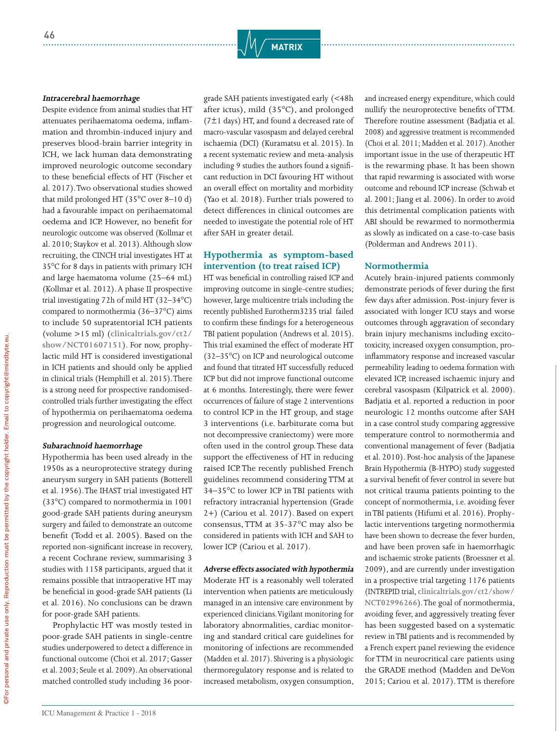#### *Intracerebral haemorrhage*

Despite evidence from animal studies that HT attenuates perihaematoma oedema, inflammation and thrombin-induced injury and preserves blood-brain barrier integrity in ICH, we lack human data demonstrating improved neurologic outcome secondary to these beneficial effects of HT (Fischer et al. 2017). Two observational studies showed that mild prolonged HT (35°C over 8–10 d) had a favourable impact on perihaematomal oedema and ICP. However, no benefit for neurologic outcome was observed (Kollmar et al. 2010; Staykov et al. 2013). Although slow recruiting, the CINCH trial investigates HT at 35°C for 8 days in patients with primary ICH and large haematoma volume (25–64 mL) (Kollmar et al. 2012). A phase II prospective trial investigating 72h of mild HT (32–34°C) compared to normothermia (36–37°C) aims to include 50 supratentorial ICH patients (volume >15 ml) (**clinicaltrials.gov/ct2/show/NCT01607151**). For now, prophylactic mild HT is considered investigational in ICH patients and should only be applied in clinical trials (Hemphill et al. 2015). There is a strong need for prospective randomised-controlled trials further investigating the effect of hypothermia on perihaematoma oedema progression and neurological outcome.

#### *Subarachnoid haemorrhage*

Hypothermia has been used already in the 1950s as a neuroprotective strategy during aneurysm surgery in SAH patients (Botterell et al. 1956). The IHAST trial investigated HT (33°C) compared to normothermia in 1001 good-grade SAH patients during aneurysm surgery and failed to demonstrate an outcome benefit (Todd et al. 2005). Based on the reported non-significant increase in recovery, a recent Cochrane review, summarising 3 studies with 1158 participants, argued that it remains possible that intraoperative HT may be beneficial in good-grade SAH patients (Li et al. 2016). No conclusions can be drawn for poor-grade SAH patients.

Prophylactic HT was mostly tested in poor-grade SAH patients in single-centre studies underpowered to detect a difference in functional outcome (Choi et al. 2017; Gasser et al. 2003; Seule et al. 2009). An observational matched controlled study including 36 poor-grade SAH patients investigated early (<48h after ictus), mild (35°C), and prolonged (7±1 days) HT, and found a decreased rate of macro-vascular vasospasm and delayed cerebral ischaemia (DCI) (Kuramatsu et al. 2015). In a recent systematic review and meta-analysis including 9 studies the authors found a significant reduction in DCI favouring HT without an overall effect on mortality and morbidity (Yao et al. 2018). Further trials powered to detect differences in clinical outcomes are needed to investigate the potential role of HT after SAH in greater detail.

## Hypothermia as symptom-based intervention (to treat raised ICP)

HT was beneficial in controlling raised ICP and improving outcome in single-centre studies; however, large multicentre trials including the recently published Eurotherm3235 trial failed to confirm these findings for a heterogeneous TBI patient population (Andrews et al. 2015). This trial examined the effect of moderate HT (32–35°C) on ICP and neurological outcome and found that titrated HT successfully reduced ICP but did not improve functional outcome at 6 months. Interestingly, there were fewer occurrences of failure of stage 2 interventions to control ICP in the HT group, and stage 3 interventions (i.e. barbiturate coma but not decompressive craniectomy) were more often used in the control group. These data support the effectiveness of HT in reducing raised ICP. The recently published French guidelines recommend considering TTM at 34–35°C to lower ICP in TBI patients with refractory intracranial hypertension (Grade 2+) (Cariou et al. 2017). Based on expert consensus, TTM at 35-37°C may also be considered in patients with ICH and SAH to lower ICP (Cariou et al. 2017).

#### *Adverse effects associated with hypothermia*

Moderate HT is a reasonably well tolerated intervention when patients are meticulously managed in an intensive care environment by experienced clinicians. Vigilant monitoring for laboratory abnormalities, cardiac monitoring and standard critical care guidelines for monitoring of infections are recommended (Madden et al. 2017). Shivering is a physiologic thermoregulatory response and is related to increased metabolism, oxygen consumption, and increased energy expenditure, which could nullify the neuroprotective benefits of TTM. Therefore routine assessment (Badjatia et al. 2008) and aggressive treatment is recommended (Choi et al. 2011; Madden et al. 2017). Another important issue in the use of therapeutic HT is the rewarming phase. It has been shown that rapid rewarming is associated with worse outcome and rebound ICP increase (Schwab et al. 2001; Jiang et al. 2006). In order to avoid this detrimental complication patients with ABI should be rewarmed to normothermia as slowly as indicated on a case-to-case basis (Polderman and Andrews 2011).

## Normothermia

Acutely brain-injured patients commonly demonstrate periods of fever during the first few days after admission. Post-injury fever is associated with longer ICU stays and worse outcomes through aggravation of secondary brain injury mechanisms including excitotoxicity, increased oxygen consumption, pro-inflammatory response and increased vascular permeability leading to oedema formation with elevated ICP, increased ischaemic injury and cerebral vasospasm (Kilpatrick et al. 2000). Badjatia et al. reported a reduction in poor neurologic 12 months outcome after SAH in a case control study comparing aggressive temperature control to normothermia and conventional management of fever (Badjatia et al. 2010). Post-hoc analysis of the Japanese Brain Hypothermia (B-HYPO) study suggested a survival benefit of fever control in severe but not critical trauma patients pointing to the concept of normothermia, i.e. avoiding fever in TBI patients (Hifumi et al. 2016). Prophylactic interventions targeting normothermia have been shown to decrease the fever burden, and have been proven safe in haemorrhagic and ischaemic stroke patients (Broessner et al. 2009), and are currently under investigation in a prospective trial targeting 1176 patients (INTREPID trial, **clinicaltrials.gov/ct2/show/NCT02996266**). The goal of normothermia, avoiding fever, and aggressively treating fever has been suggested based on a systematic review in TBI patients and is recommended by a French expert panel reviewing the evidence for TTM in neurocritical care patients using the GRADE method (Madden and DeVon 2015; Cariou et al. 2017). TTM is therefore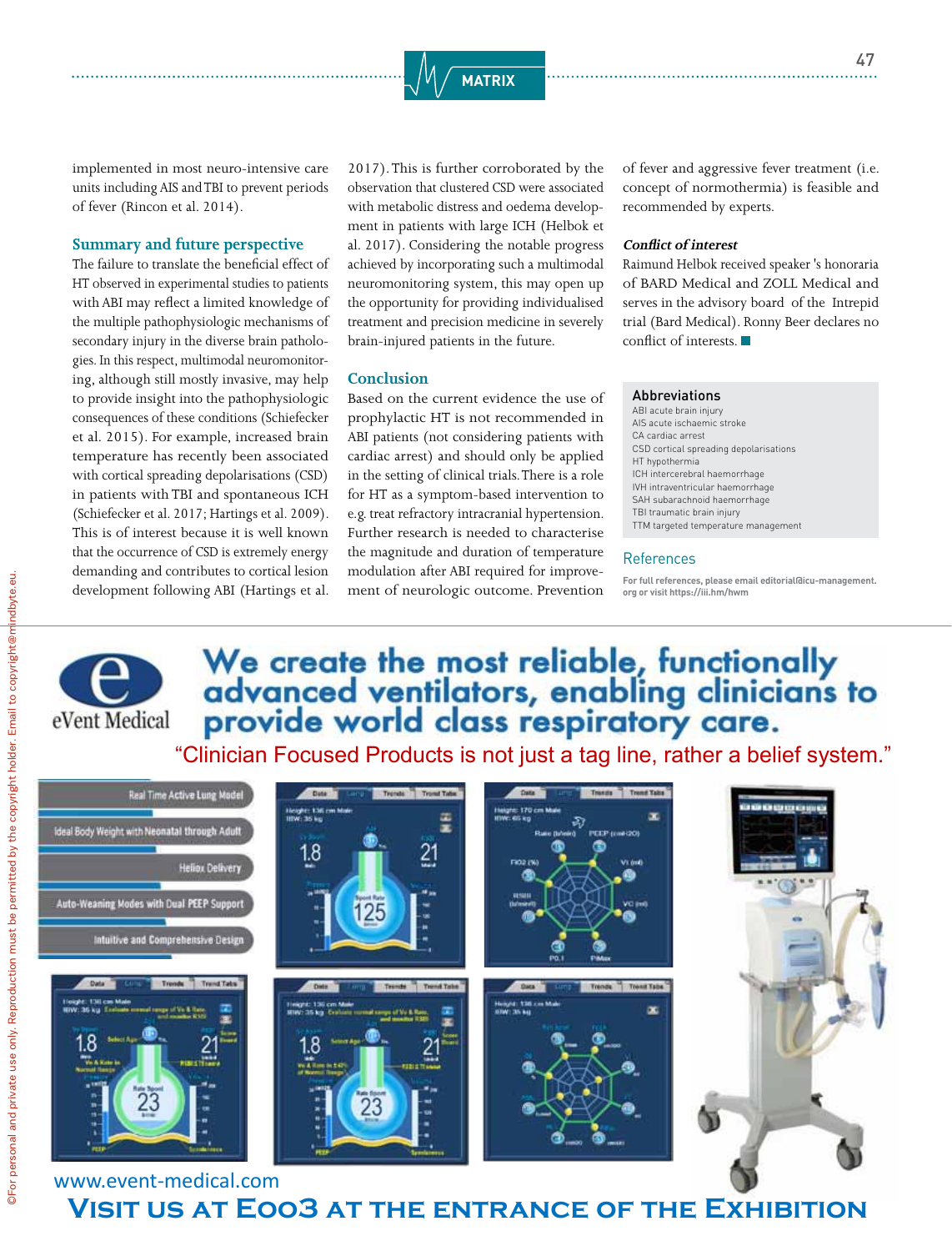implemented in most neuro-intensive care units including AIS and TBI to prevent periods of fever (Rincon et al. 2014).

## Summary and future perspective

The failure to translate the beneficial effect of HT observed in experimental studies to patients with ABI may reflect a limited knowledge of the multiple pathophysiologic mechanisms of secondary injury in the diverse brain pathologies. In this respect, multimodal neuromonitoring, although still mostly invasive, may help to provide insight into the pathophysiologic consequences of these conditions (Schiefecker et al. 2015). For example, increased brain temperature has recently been associated with cortical spreading depolarisations (CSD) in patients with TBI and spontaneous ICH (Schiefecker et al. 2017; Hartings et al. 2009). This is of interest because it is well known that the occurrence of CSD is extremely energy demanding and contributes to cortical lesion development following ABI (Hartings et al. 2017). This is further corroborated by the observation that clustered CSD were associated with metabolic distress and oedema development in patients with large ICH (Helbok et al. 2017). Considering the notable progress achieved by incorporating such a multimodal neuromonitoring system, this may open up the opportunity for providing individualised treatment and precision medicine in severely brain-injured patients in the future.

## Conclusion

Based on the current evidence the use of prophylactic HT is not recommended in ABI patients (not considering patients with cardiac arrest) and should only be applied in the setting of clinical trials. There is a role for HT as a symptom-based intervention to e.g. treat refractory intracranial hypertension. Further research is needed to characterise the magnitude and duration of temperature modulation after ABI required for improvement of neurologic outcome. Prevention of fever and aggressive fever treatment (i.e. concept of normothermia) is feasible and recommended by experts.

### *Conflict of interest*

Raimund Helbok received speaker 's honoraria of BARD Medical and ZOLL Medical and serves in the advisory board of the Intrepid trial (Bard Medical). Ronny Beer declares no conflict of interests.

### Abbreviations

ABI acute brain injury
AIS acute ischaemic stroke
CA cardiac arrest
CSD cortical spreading depolarisations
HT hypothermia
ICH intercerebral haemorrhage
IVH intraventricular haemorrhage
SAH subarachnoid haemorrhage
TBI traumatic brain injury
TTM targeted temperature management

### References

For full references, please email editorial@icu-management.org or visit https://iii.hm/hwm

eVent Medical

We create the most reliable, functionally advanced ventilators, enabling clinicians to provide world class respiratory care.

"Clinician Focused Products is not just a tag line, rather a belief system."

Real Time Active Lung Model
Ideal Body Weight with Neonatal through Adult
Heliox Delivery
Auto-Weaning Modes with Dual PEEP Support
Intuitive and Comprehensive Design

www.event-medical.com

VISIT US AT E003 AT THE ENTRANCE OF THE EXHIBITION